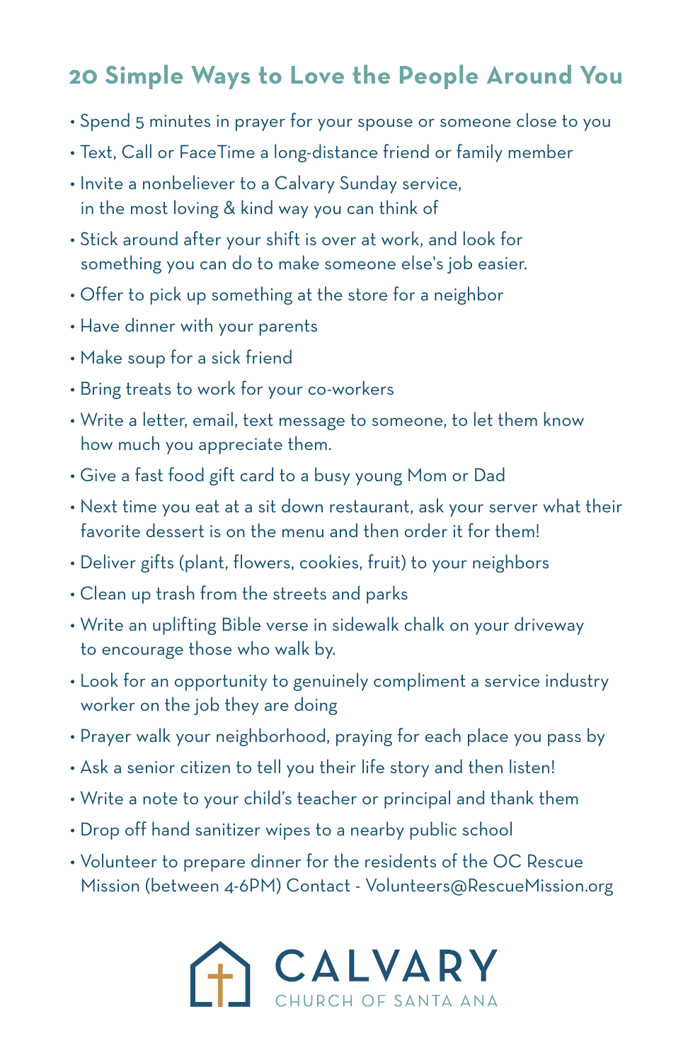## 20 Simple Ways to Love the People Around You

- Spend 5 minutes in prayer for your spouse or someone close to you
- Text, Call or FaceTime a long-distance friend or family member
- Invite a nonbeliever to a Calvary Sunday service, in the most loving & kind way you can think of
- Stick around after your shift is over at work, and look for something you can do to make someone else's job easier.
- Offer to pick up something at the store for a neighbor
- Have dinner with your parents
- Make soup for a sick friend
- Bring treats to work for your co-workers
- Write a letter, email, text message to someone, to let them know how much you appreciate them.
- Give a fast food gift card to a busy young Mom or Dad
- Next time you eat at a sit down restaurant, ask your server what their favorite dessert is on the menu and then order it for them!
- Deliver gifts (plant, flowers, cookies, fruit) to your neighbors
- Clean up trash from the streets and parks
- Write an uplifting Bible verse in sidewalk chalk on your driveway to encourage those who walk by.
- Look for an opportunity to genuinely compliment a service industry worker on the job they are doing
- Prayer walk your neighborhood, praying for each place you pass by
- Ask a senior citizen to tell you their life story and then listen!
- Write a note to your child's teacher or principal and thank them
- Drop off hand sanitizer wipes to a nearby public school
- Volunteer to prepare dinner for the residents of the OC Rescue Mission (between 4-6PM) Contact - Volunteers@RescueMission.org

CALVARY
CHURCH OF SANTA ANA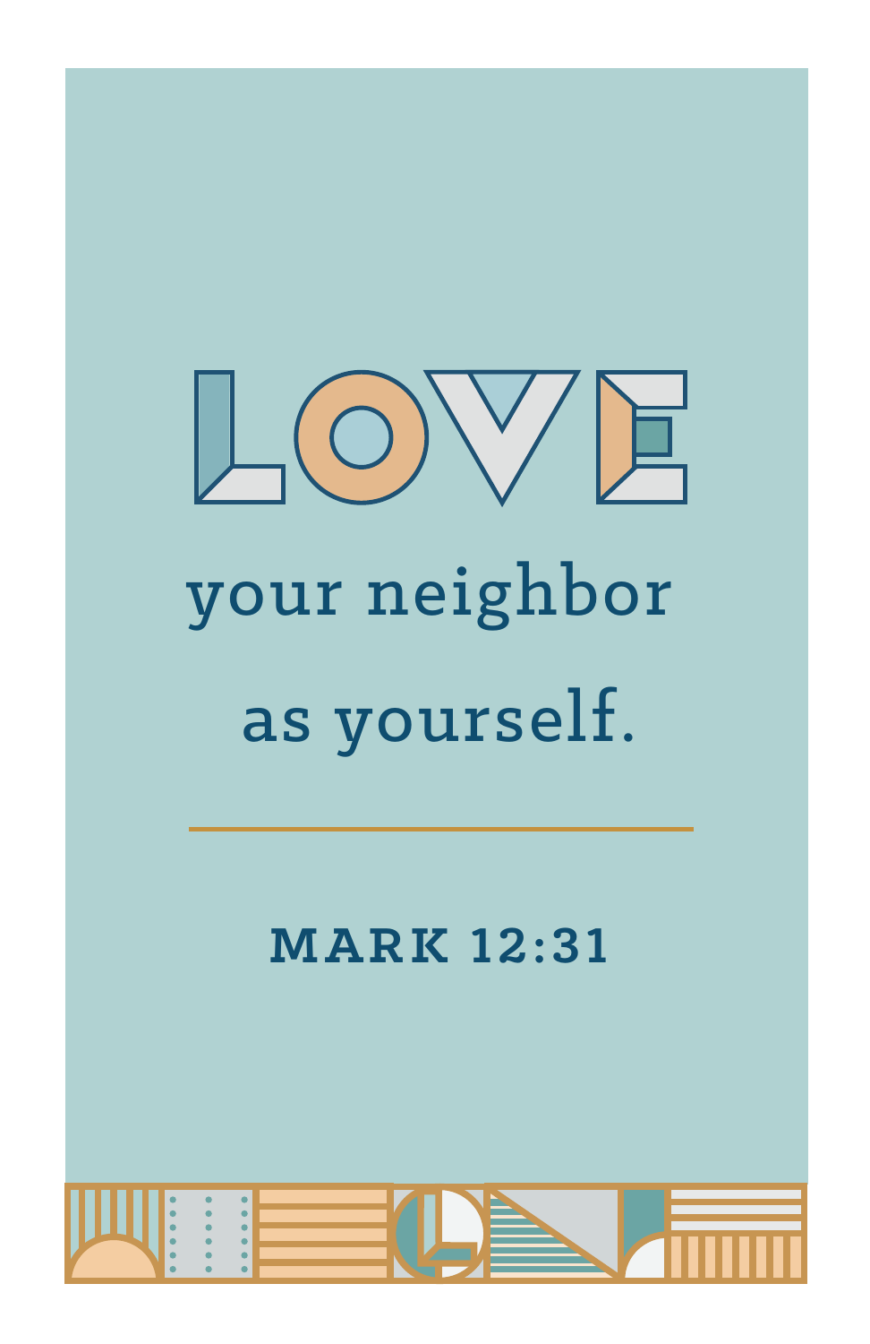# LOVE

your neighbor

as yourself.

---

**MARK 12:31**